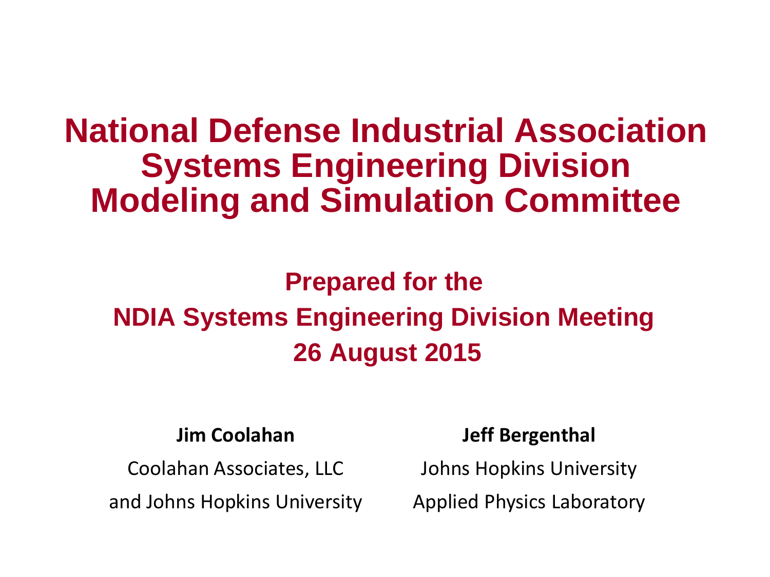# National Defense Industrial Association Systems Engineering Division Modeling and Simulation Committee

## Prepared for the NDIA Systems Engineering Division Meeting 26 August 2015

**Jim Coolahan**

Coolahan Associates, LLC

and Johns Hopkins University

**Jeff Bergenthal**

Johns Hopkins University

Applied Physics Laboratory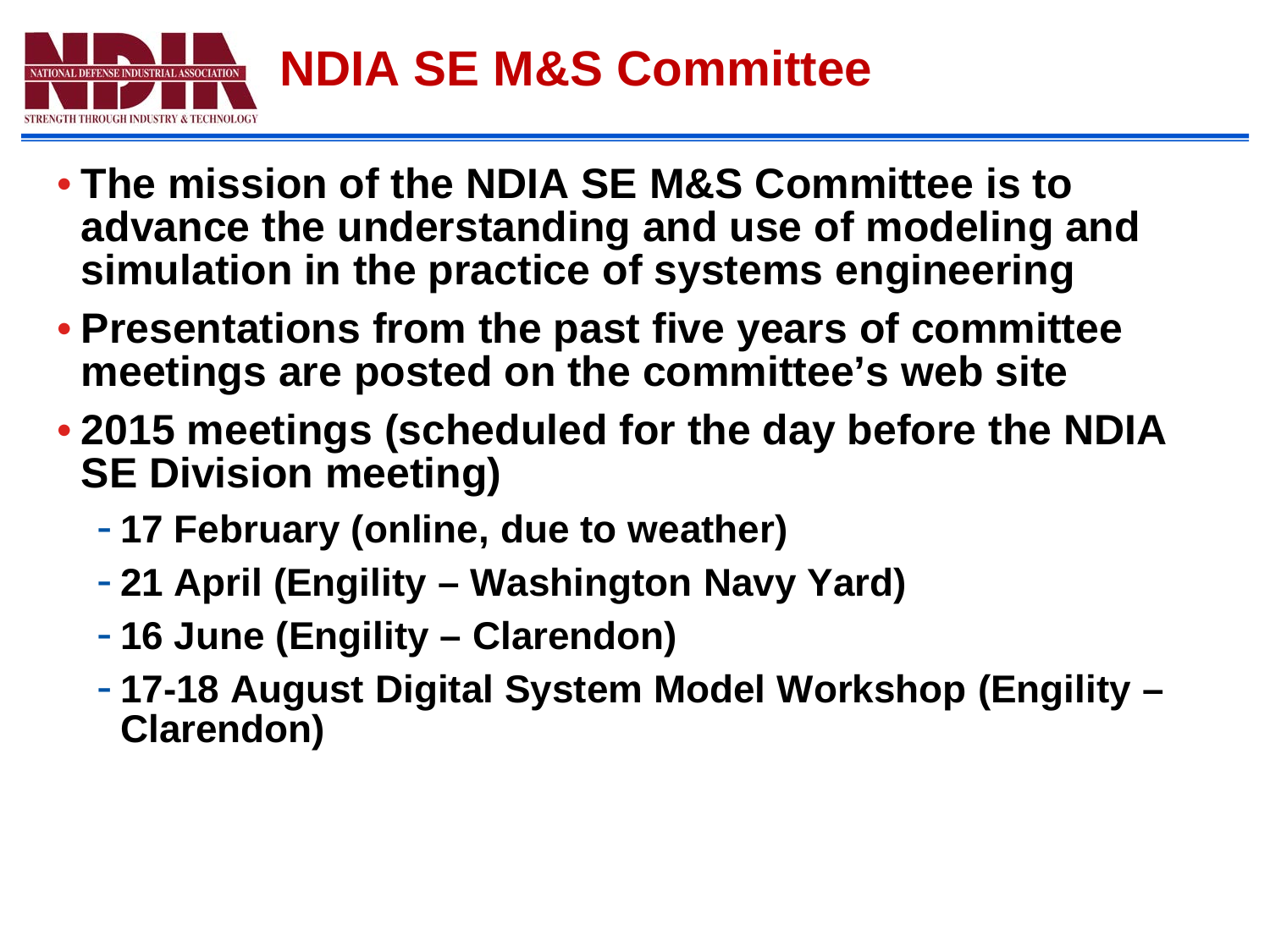# NDIA SE M&S Committee

- **The mission of the NDIA SE M&S Committee is to advance the understanding and use of modeling and simulation in the practice of systems engineering**
- **Presentations from the past five years of committee meetings are posted on the committee's web site**
- **2015 meetings (scheduled for the day before the NDIA SE Division meeting)**
  - **17 February (online, due to weather)**
  - **21 April (Engility – Washington Navy Yard)**
  - **16 June (Engility – Clarendon)**
  - **17-18 August Digital System Model Workshop (Engility – Clarendon)**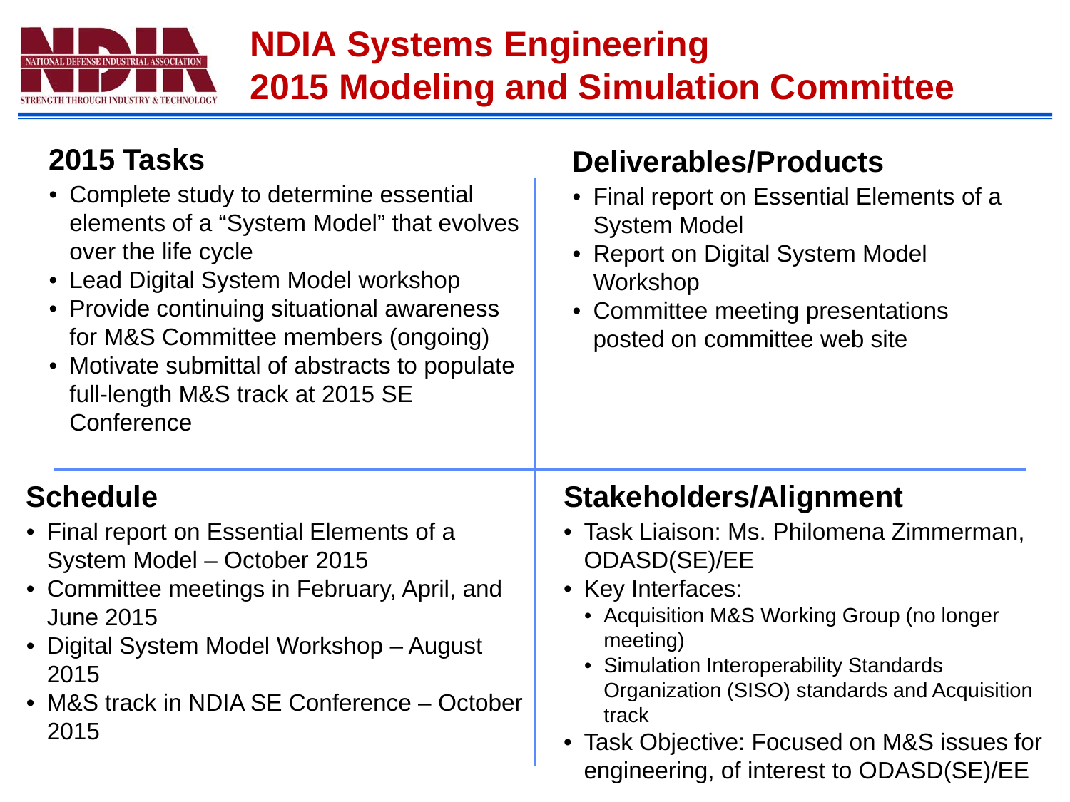# NDIA Systems Engineering 2015 Modeling and Simulation Committee

## 2015 Tasks

- Complete study to determine essential elements of a “System Model” that evolves over the life cycle
- Lead Digital System Model workshop
- Provide continuing situational awareness for M&S Committee members (ongoing)
- Motivate submittal of abstracts to populate full-length M&S track at 2015 SE Conference

## Deliverables/Products

- Final report on Essential Elements of a System Model
- Report on Digital System Model Workshop
- Committee meeting presentations posted on committee web site

## Schedule

- Final report on Essential Elements of a System Model – October 2015
- Committee meetings in February, April, and June 2015
- Digital System Model Workshop – August 2015
- M&S track in NDIA SE Conference – October 2015

## Stakeholders/Alignment

- Task Liaison: Ms. Philomena Zimmerman, ODASD(SE)/EE
- Key Interfaces:
  - Acquisition M&S Working Group (no longer meeting)
  - Simulation Interoperability Standards Organization (SISO) standards and Acquisition track
- Task Objective: Focused on M&S issues for engineering, of interest to ODASD(SE)/EE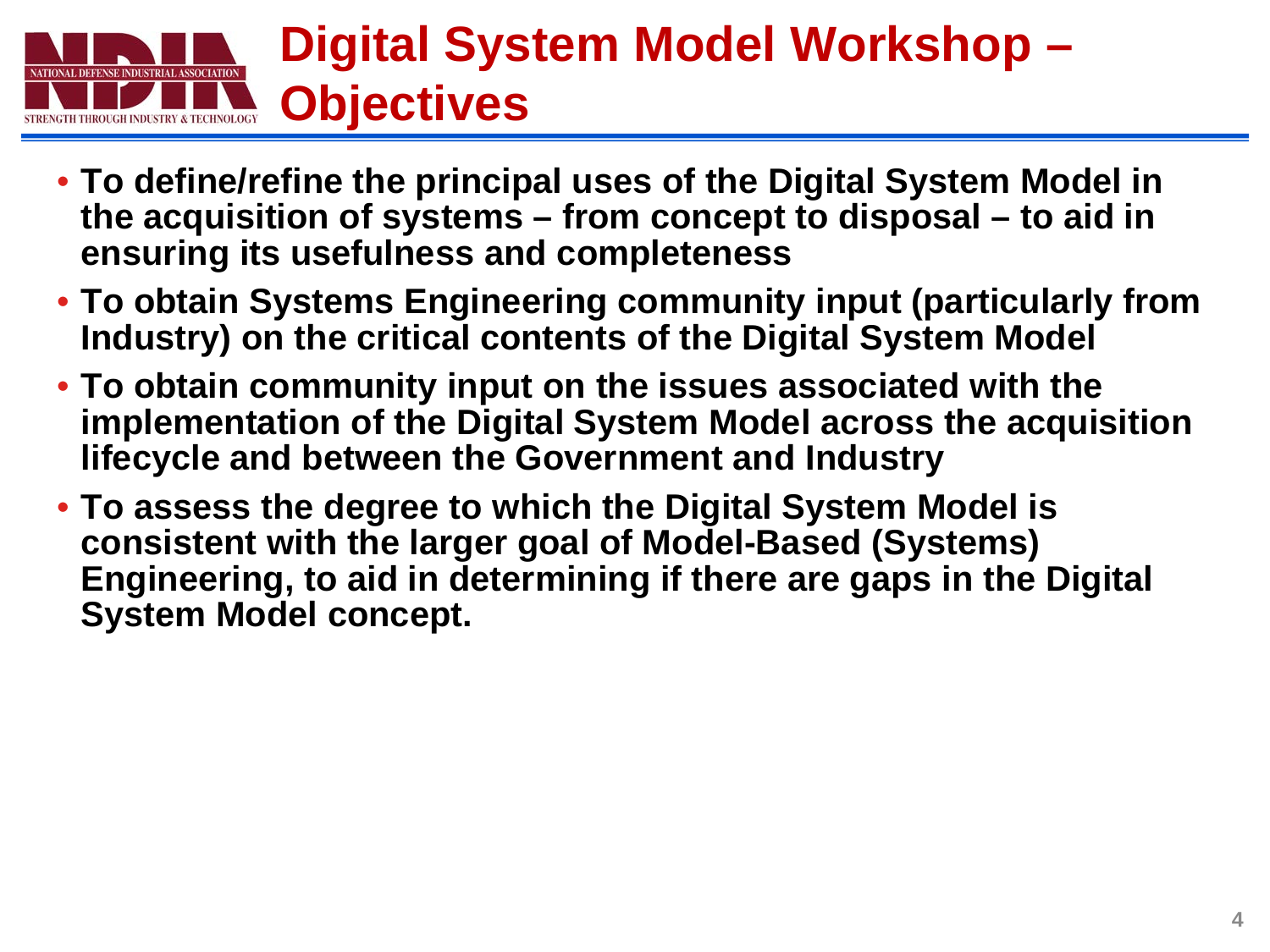# Digital System Model Workshop – Objectives

- **To define/refine the principal uses of the Digital System Model in the acquisition of systems – from concept to disposal – to aid in ensuring its usefulness and completeness**
- **To obtain Systems Engineering community input (particularly from Industry) on the critical contents of the Digital System Model**
- **To obtain community input on the issues associated with the implementation of the Digital System Model across the acquisition lifecycle and between the Government and Industry**
- **To assess the degree to which the Digital System Model is consistent with the larger goal of Model-Based (Systems) Engineering, to aid in determining if there are gaps in the Digital System Model concept.**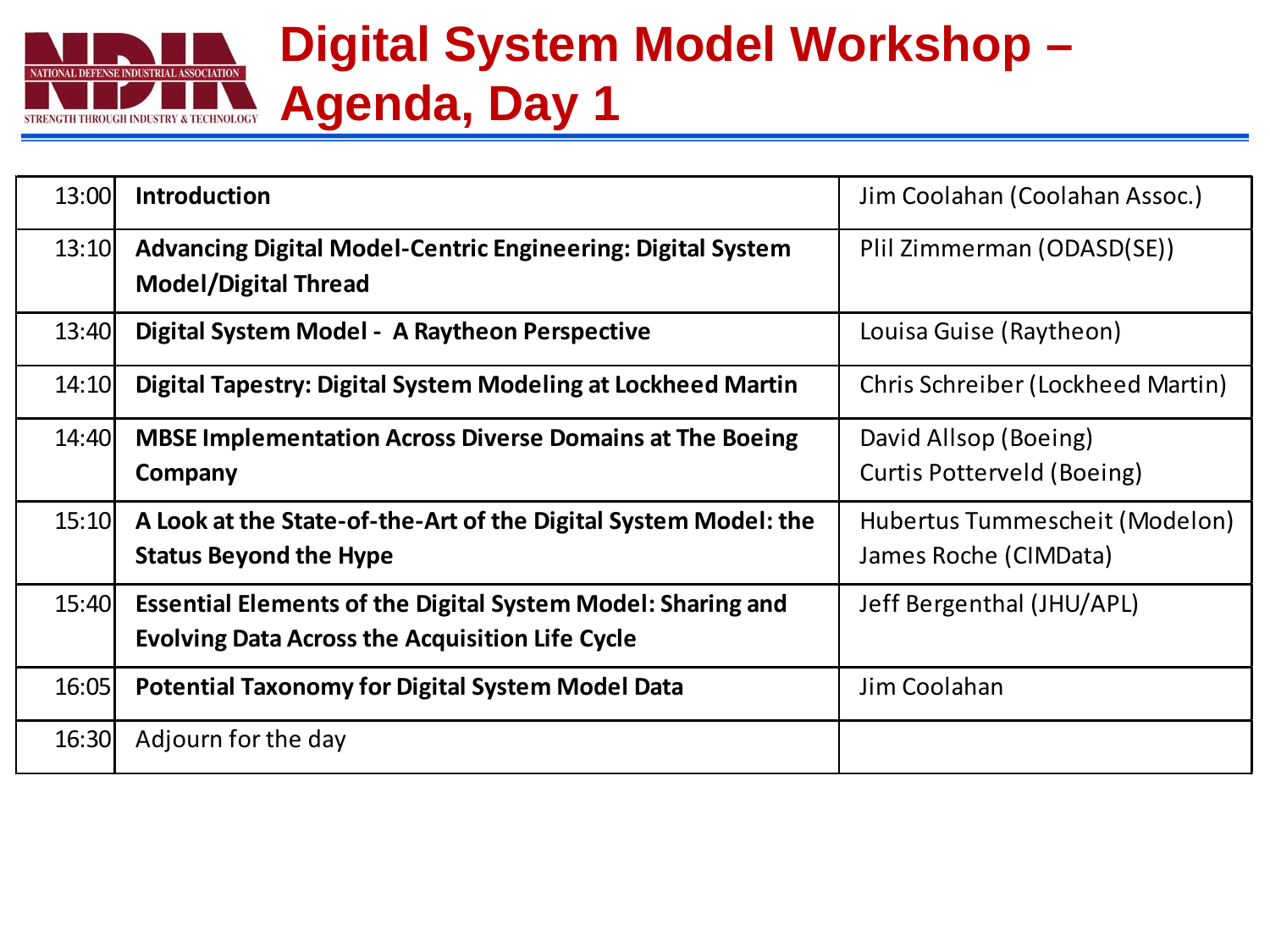# Digital System Model Workshop – Agenda, Day 1

| | | |
|---|---|---|
| 13:00 | **Introduction** | Jim Coolahan (Coolahan Assoc.) |
| 13:10 | **Advancing Digital Model-Centric Engineering: Digital System Model/Digital Thread** | Plil Zimmerman (ODASD(SE)) |
| 13:40 | **Digital System Model - A Raytheon Perspective** | Louisa Guise (Raytheon) |
| 14:10 | **Digital Tapestry: Digital System Modeling at Lockheed Martin** | Chris Schreiber (Lockheed Martin) |
| 14:40 | **MBSE Implementation Across Diverse Domains at The Boeing Company** | David Allsop (Boeing)<br>Curtis Potterveld (Boeing) |
| 15:10 | **A Look at the State-of-the-Art of the Digital System Model: the Status Beyond the Hype** | Hubertus Tummescheit (Modelon)<br>James Roche (CIMData) |
| 15:40 | **Essential Elements of the Digital System Model: Sharing and Evolving Data Across the Acquisition Life Cycle** | Jeff Bergenthal (JHU/APL) |
| 16:05 | **Potential Taxonomy for Digital System Model Data** | Jim Coolahan |
| 16:30 | Adjourn for the day | |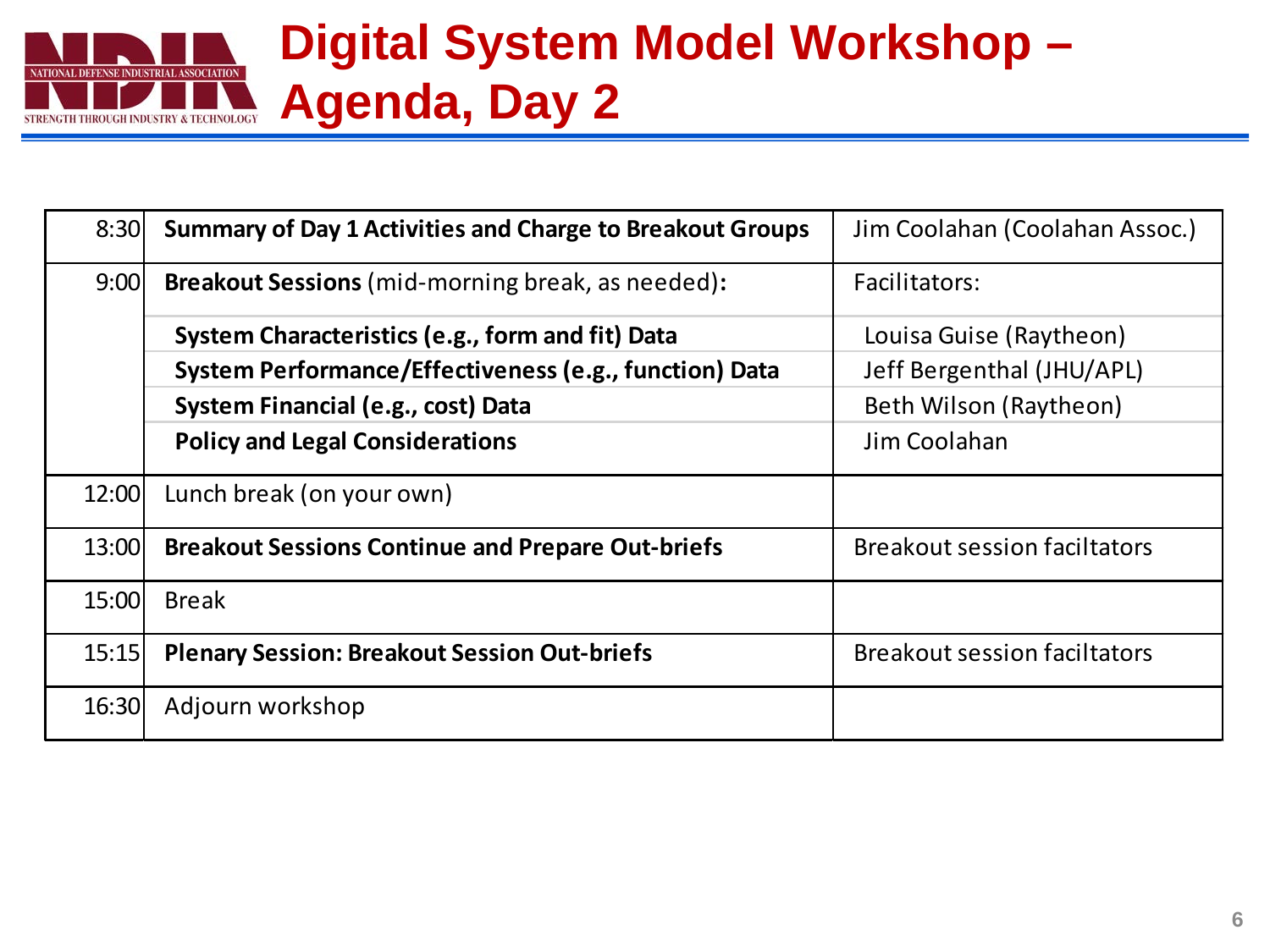# Digital System Model Workshop – Agenda, Day 2

| | | |
|---|---|---|
| 8:30 | **Summary of Day 1 Activities and Charge to Breakout Groups** | Jim Coolahan (Coolahan Assoc.) |
| 9:00 | **Breakout Sessions** (mid-morning break, as needed)**:** | Facilitators: |
| | **System Characteristics (e.g., form and fit) Data** | Louisa Guise (Raytheon) |
| | **System Performance/Effectiveness (e.g., function) Data** | Jeff Bergenthal (JHU/APL) |
| | **System Financial (e.g., cost) Data** | Beth Wilson (Raytheon) |
| | **Policy and Legal Considerations** | Jim Coolahan |
| 12:00 | Lunch break (on your own) | |
| 13:00 | **Breakout Sessions Continue and Prepare Out-briefs** | Breakout session faciltators |
| 15:00 | Break | |
| 15:15 | **Plenary Session: Breakout Session Out-briefs** | Breakout session faciltators |
| 16:30 | Adjourn workshop | |